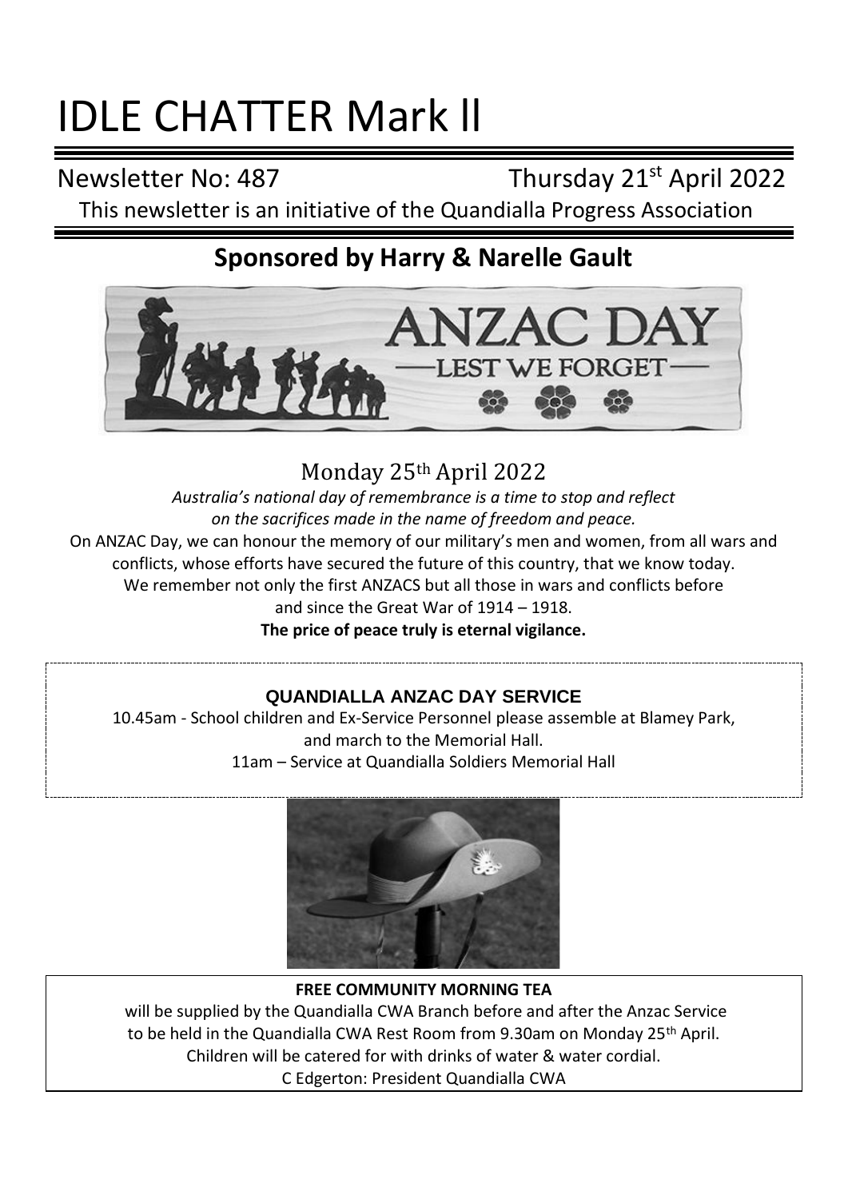# IDLE CHATTER Mark ll

Newsletter No: 487 Thursday 21st April 2022

This newsletter is an initiative of the Quandialla Progress Association

## Sponsored by Harry & Narelle Gault

ANZAC DAY
LEST WE FORGET

Monday 25th April 2022

*Australia's national day of remembrance is a time to stop and reflect on the sacrifices made in the name of freedom and peace.*

On ANZAC Day, we can honour the memory of our military's men and women, from all wars and conflicts, whose efforts have secured the future of this country, that we know today.
We remember not only the first ANZACS but all those in wars and conflicts before and since the Great War of 1914 – 1918.

**The price of peace truly is eternal vigilance.**

**QUANDIALLA ANZAC DAY SERVICE**

10.45am - School children and Ex-Service Personnel please assemble at Blamey Park, and march to the Memorial Hall.

11am – Service at Quandialla Soldiers Memorial Hall

**FREE COMMUNITY MORNING TEA**

will be supplied by the Quandialla CWA Branch before and after the Anzac Service to be held in the Quandialla CWA Rest Room from 9.30am on Monday 25th April.

Children will be catered for with drinks of water & water cordial.

C Edgerton: President Quandialla CWA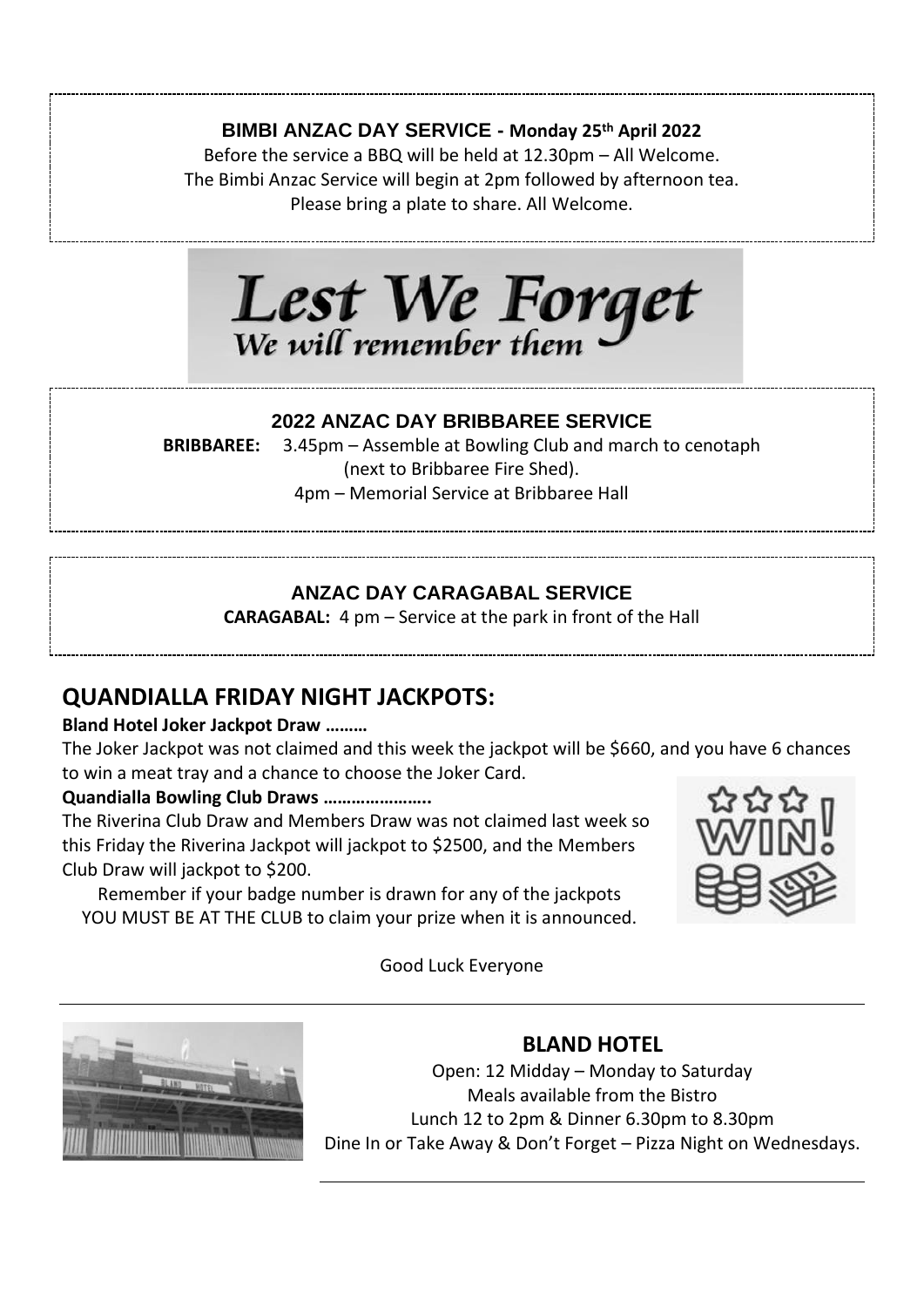**BIMBI ANZAC DAY SERVICE - Monday 25th April 2022**

Before the service a BBQ will be held at 12.30pm – All Welcome.
The Bimbi Anzac Service will begin at 2pm followed by afternoon tea.
Please bring a plate to share. All Welcome.

*Lest We Forget*
*We will remember them*

**2022 ANZAC DAY BRIBBAREE SERVICE**

**BRIBBAREE:** 3.45pm – Assemble at Bowling Club and march to cenotaph (next to Bribbaree Fire Shed).
4pm – Memorial Service at Bribbaree Hall

**ANZAC DAY CARAGABAL SERVICE**

**CARAGABAL:** 4 pm – Service at the park in front of the Hall

## QUANDIALLA FRIDAY NIGHT JACKPOTS:

**Bland Hotel Joker Jackpot Draw ………**

The Joker Jackpot was not claimed and this week the jackpot will be $660, and you have 6 chances to win a meat tray and a chance to choose the Joker Card.

**Quandialla Bowling Club Draws …………………..**

The Riverina Club Draw and Members Draw was not claimed last week so this Friday the Riverina Jackpot will jackpot to $2500, and the Members Club Draw will jackpot to $200.

Remember if your badge number is drawn for any of the jackpots YOU MUST BE AT THE CLUB to claim your prize when it is announced.

Good Luck Everyone

## BLAND HOTEL

Open: 12 Midday – Monday to Saturday
Meals available from the Bistro
Lunch 12 to 2pm & Dinner 6.30pm to 8.30pm
Dine In or Take Away & Don't Forget – Pizza Night on Wednesdays.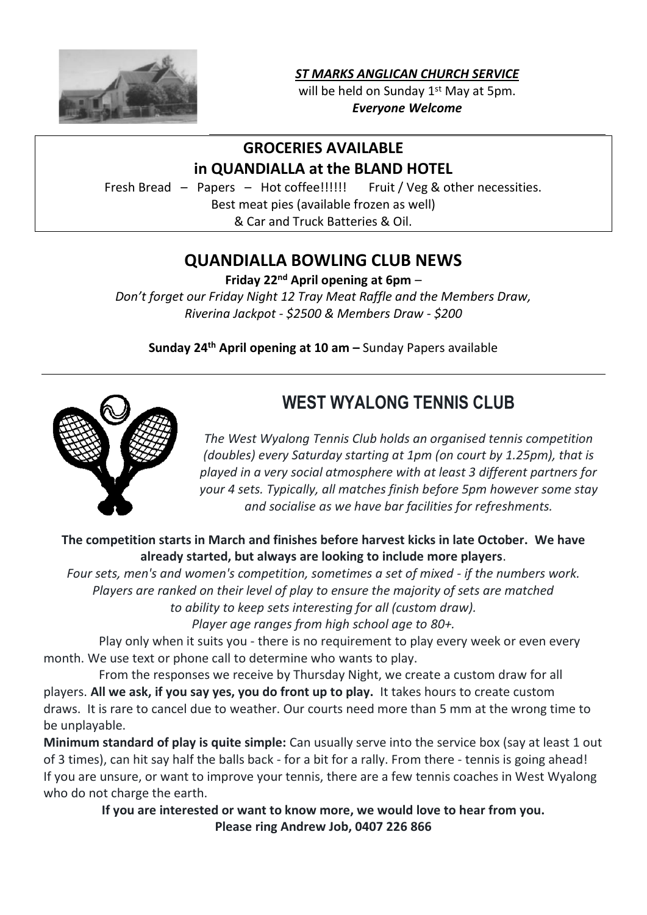***ST MARKS ANGLICAN CHURCH SERVICE***

will be held on Sunday 1st May at 5pm.

***Everyone Welcome***

## GROCERIES AVAILABLE in QUANDIALLA at the BLAND HOTEL

Fresh Bread – Papers – Hot coffee!!!!!! Fruit / Veg & other necessities.

Best meat pies (available frozen as well)

& Car and Truck Batteries & Oil.

## QUANDIALLA BOWLING CLUB NEWS

**Friday 22nd April opening at 6pm** –

*Don't forget our Friday Night 12 Tray Meat Raffle and the Members Draw, Riverina Jackpot - $2500 & Members Draw - $200*

**Sunday 24th April opening at 10 am –** Sunday Papers available

## WEST WYALONG TENNIS CLUB

*The West Wyalong Tennis Club holds an organised tennis competition (doubles) every Saturday starting at 1pm (on court by 1.25pm), that is played in a very social atmosphere with at least 3 different partners for your 4 sets. Typically, all matches finish before 5pm however some stay and socialise as we have bar facilities for refreshments.*

**The competition starts in March and finishes before harvest kicks in late October. We have already started, but always are looking to include more players**.

*Four sets, men's and women's competition, sometimes a set of mixed - if the numbers work. Players are ranked on their level of play to ensure the majority of sets are matched to ability to keep sets interesting for all (custom draw).*

*Player age ranges from high school age to 80+.*

Play only when it suits you - there is no requirement to play every week or even every month. We use text or phone call to determine who wants to play.

From the responses we receive by Thursday Night, we create a custom draw for all players. **All we ask, if you say yes, you do front up to play.** It takes hours to create custom draws. It is rare to cancel due to weather. Our courts need more than 5 mm at the wrong time to be unplayable.

**Minimum standard of play is quite simple:** Can usually serve into the service box (say at least 1 out of 3 times), can hit say half the balls back - for a bit for a rally. From there - tennis is going ahead! If you are unsure, or want to improve your tennis, there are a few tennis coaches in West Wyalong who do not charge the earth.

**If you are interested or want to know more, we would love to hear from you.**
**Please ring Andrew Job, 0407 226 866**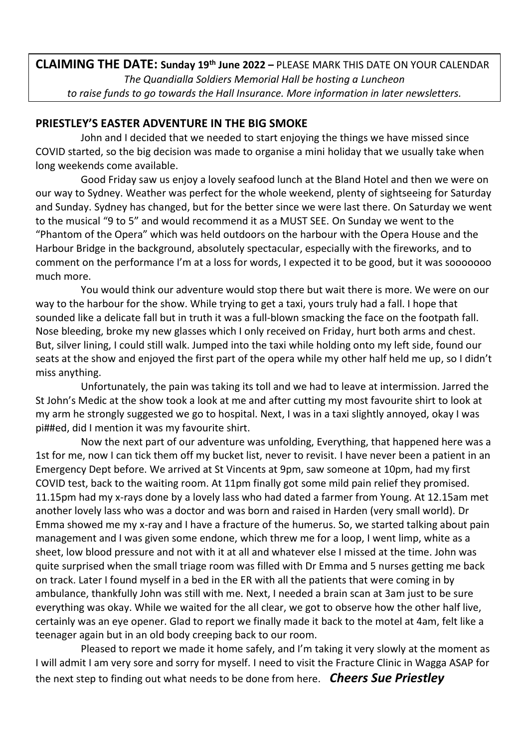**CLAIMING THE DATE: Sunday 19th June 2022 –** PLEASE MARK THIS DATE ON YOUR CALENDAR
*The Quandialla Soldiers Memorial Hall be hosting a Luncheon*
*to raise funds to go towards the Hall Insurance. More information in later newsletters.*

## PRIESTLEY'S EASTER ADVENTURE IN THE BIG SMOKE

John and I decided that we needed to start enjoying the things we have missed since COVID started, so the big decision was made to organise a mini holiday that we usually take when long weekends come available.

Good Friday saw us enjoy a lovely seafood lunch at the Bland Hotel and then we were on our way to Sydney. Weather was perfect for the whole weekend, plenty of sightseeing for Saturday and Sunday. Sydney has changed, but for the better since we were last there. On Saturday we went to the musical "9 to 5" and would recommend it as a MUST SEE. On Sunday we went to the "Phantom of the Opera" which was held outdoors on the harbour with the Opera House and the Harbour Bridge in the background, absolutely spectacular, especially with the fireworks, and to comment on the performance I'm at a loss for words, I expected it to be good, but it was sooooooo much more.

You would think our adventure would stop there but wait there is more. We were on our way to the harbour for the show. While trying to get a taxi, yours truly had a fall. I hope that sounded like a delicate fall but in truth it was a full-blown smacking the face on the footpath fall. Nose bleeding, broke my new glasses which I only received on Friday, hurt both arms and chest. But, silver lining, I could still walk. Jumped into the taxi while holding onto my left side, found our seats at the show and enjoyed the first part of the opera while my other half held me up, so I didn't miss anything.

Unfortunately, the pain was taking its toll and we had to leave at intermission. Jarred the St John's Medic at the show took a look at me and after cutting my most favourite shirt to look at my arm he strongly suggested we go to hospital. Next, I was in a taxi slightly annoyed, okay I was pi##ed, did I mention it was my favourite shirt.

Now the next part of our adventure was unfolding, Everything, that happened here was a 1st for me, now I can tick them off my bucket list, never to revisit. I have never been a patient in an Emergency Dept before. We arrived at St Vincents at 9pm, saw someone at 10pm, had my first COVID test, back to the waiting room. At 11pm finally got some mild pain relief they promised. 11.15pm had my x-rays done by a lovely lass who had dated a farmer from Young. At 12.15am met another lovely lass who was a doctor and was born and raised in Harden (very small world). Dr Emma showed me my x-ray and I have a fracture of the humerus. So, we started talking about pain management and I was given some endone, which threw me for a loop, I went limp, white as a sheet, low blood pressure and not with it at all and whatever else I missed at the time. John was quite surprised when the small triage room was filled with Dr Emma and 5 nurses getting me back on track. Later I found myself in a bed in the ER with all the patients that were coming in by ambulance, thankfully John was still with me. Next, I needed a brain scan at 3am just to be sure everything was okay. While we waited for the all clear, we got to observe how the other half live, certainly was an eye opener. Glad to report we finally made it back to the motel at 4am, felt like a teenager again but in an old body creeping back to our room.

Pleased to report we made it home safely, and I'm taking it very slowly at the moment as I will admit I am very sore and sorry for myself. I need to visit the Fracture Clinic in Wagga ASAP for the next step to finding out what needs to be done from here. ***Cheers Sue Priestley***